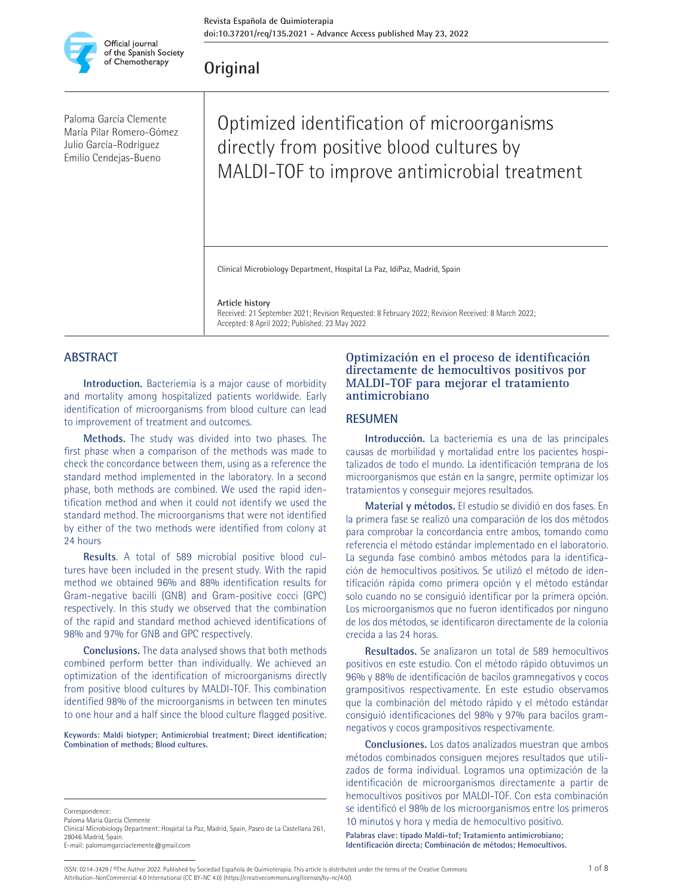Revista Española de Quimioterapia
doi:10.37201/req/135.2021 - Advance Access published May 23, 2022

Official journal of the Spanish Society of Chemotherapy

## Original

# Optimized identification of microorganisms directly from positive blood cultures by MALDI-TOF to improve antimicrobial treatment

Paloma García Clemente
María Pilar Romero-Gómez
Julio García-Rodríguez
Emilio Cendejas-Bueno

Clinical Microbiology Department, Hospital La Paz, IdiPaz, Madrid, Spain

**Article history**
Received: 21 September 2021; Revision Requested: 8 February 2022; Revision Received: 8 March 2022; Accepted: 8 April 2022; Published: 23 May 2022

## ABSTRACT

**Introduction.** Bacteriemia is a major cause of morbidity and mortality among hospitalized patients worldwide. Early identification of microorganisms from blood culture can lead to improvement of treatment and outcomes.

**Methods.** The study was divided into two phases. The first phase when a comparison of the methods was made to check the concordance between them, using as a reference the standard method implemented in the laboratory. In a second phase, both methods are combined. We used the rapid identification method and when it could not identify we used the standard method. The microorganisms that were not identified by either of the two methods were identified from colony at 24 hours

**Results**. A total of 589 microbial positive blood cultures have been included in the present study. With the rapid method we obtained 96% and 88% identification results for Gram-negative bacilli (GNB) and Gram-positive cocci (GPC) respectively. In this study we observed that the combination of the rapid and standard method achieved identifications of 98% and 97% for GNB and GPC respectively.

**Conclusions.** The data analysed shows that both methods combined perform better than individually. We achieved an optimization of the identification of microorganisms directly from positive blood cultures by MALDI-TOF. This combination identified 98% of the microorganisms in between ten minutes to one hour and a half since the blood culture flagged positive.

**Keywords: Maldi biotyper; Antimicrobial treatment; Direct identification; Combination of methods; Blood cultures.**

## Optimización en el proceso de identificación directamente de hemocultivos positivos por MALDI-TOF para mejorar el tratamiento antimicrobiano

## RESUMEN

**Introducción.** La bacteriemia es una de las principales causas de morbilidad y mortalidad entre los pacientes hospitalizados de todo el mundo. La identificación temprana de los microorganismos que están en la sangre, permite optimizar los tratamientos y conseguir mejores resultados.

**Material y métodos.** El estudio se dividió en dos fases. En la primera fase se realizó una comparación de los dos métodos para comprobar la concordancia entre ambos, tomando como referencia el método estándar implementado en el laboratorio. La segunda fase combinó ambos métodos para la identificación de hemocultivos positivos. Se utilizó el método de identificación rápida como primera opción y el método estándar solo cuando no se consiguió identificar por la primera opción. Los microorganismos que no fueron identificados por ninguno de los dos métodos, se identificaron directamente de la colonia crecida a las 24 horas.

**Resultados.** Se analizaron un total de 589 hemocultivos positivos en este estudio. Con el método rápido obtuvimos un 96% y 88% de identificación de bacilos gramnegativos y cocos grampositivos respectivamente. En este estudio observamos que la combinación del método rápido y el método estándar consiguió identificaciones del 98% y 97% para bacilos gramnegativos y cocos grampositivos respectivamente.

**Conclusiones.** Los datos analizados muestran que ambos métodos combinados consiguen mejores resultados que utilizados de forma individual. Logramos una optimización de la identificación de microorganismos directamente a partir de hemocultivos positivos por MALDI-TOF. Con esta combinación se identificó el 98% de los microorganismos entre los primeros 10 minutos y hora y media de hemocultivo positivo.

**Palabras clave: tipado Maldi-tof; Tratamiento antimicrobiano; Identificación directa; Combinación de métodos; Hemocultivos.**

Correspondence:
Paloma María García Clemente
Clinical Microbiology Department: Hospital La Paz, Madrid, Spain, Paseo de La Castellana 261, 28046 Madrid, Spain.
E-mail: palomamgarciaclemente@gmail.com

ISSN: 0214-3429 / ©The Author 2022. Published by Sociedad Española de Quimioterapia. This article is distributed under the terms of the Creative Commons Attribution-NonCommercial 4.0 International (CC BY-NC 4.0) (https://creativecommons.org/licenses/by-nc/4.0/).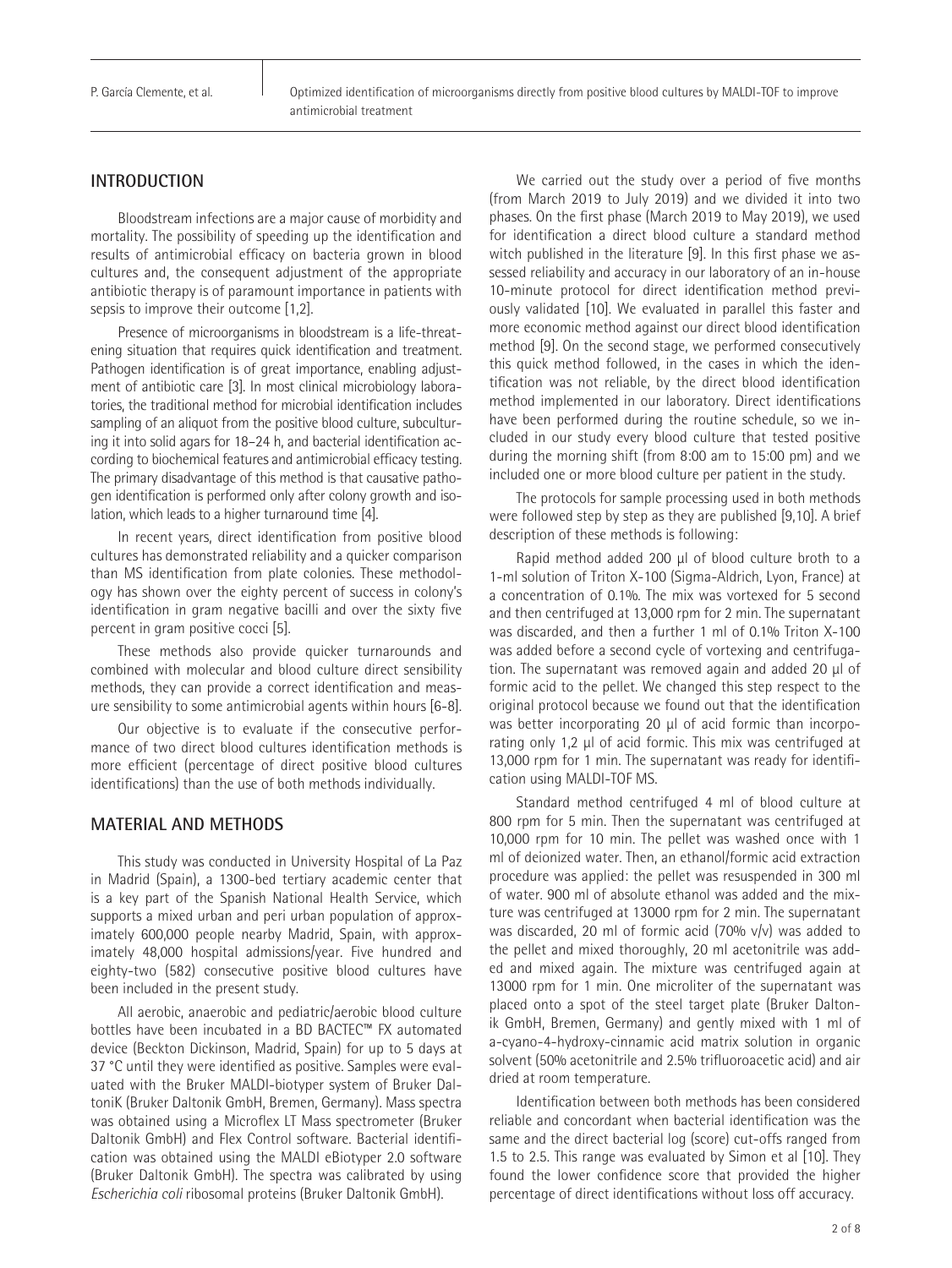## INTRODUCTION

Bloodstream infections are a major cause of morbidity and mortality. The possibility of speeding up the identification and results of antimicrobial efficacy on bacteria grown in blood cultures and, the consequent adjustment of the appropriate antibiotic therapy is of paramount importance in patients with sepsis to improve their outcome [1,2].

Presence of microorganisms in bloodstream is a life-threatening situation that requires quick identification and treatment. Pathogen identification is of great importance, enabling adjustment of antibiotic care [3]. In most clinical microbiology laboratories, the traditional method for microbial identification includes sampling of an aliquot from the positive blood culture, subculturing it into solid agars for 18–24 h, and bacterial identification according to biochemical features and antimicrobial efficacy testing. The primary disadvantage of this method is that causative pathogen identification is performed only after colony growth and isolation, which leads to a higher turnaround time [4].

In recent years, direct identification from positive blood cultures has demonstrated reliability and a quicker comparison than MS identification from plate colonies. These methodology has shown over the eighty percent of success in colony's identification in gram negative bacilli and over the sixty five percent in gram positive cocci [5].

These methods also provide quicker turnarounds and combined with molecular and blood culture direct sensibility methods, they can provide a correct identification and measure sensibility to some antimicrobial agents within hours [6-8].

Our objective is to evaluate if the consecutive performance of two direct blood cultures identification methods is more efficient (percentage of direct positive blood cultures identifications) than the use of both methods individually.

## MATERIAL AND METHODS

This study was conducted in University Hospital of La Paz in Madrid (Spain), a 1300-bed tertiary academic center that is a key part of the Spanish National Health Service, which supports a mixed urban and peri urban population of approximately 600,000 people nearby Madrid, Spain, with approximately 48,000 hospital admissions/year. Five hundred and eighty-two (582) consecutive positive blood cultures have been included in the present study.

All aerobic, anaerobic and pediatric/aerobic blood culture bottles have been incubated in a BD BACTEC™ FX automated device (Beckton Dickinson, Madrid, Spain) for up to 5 days at 37 °C until they were identified as positive. Samples were evaluated with the Bruker MALDI-biotyper system of Bruker DaltoniK (Bruker Daltonik GmbH, Bremen, Germany). Mass spectra was obtained using a Microflex LT Mass spectrometer (Bruker Daltonik GmbH) and Flex Control software. Bacterial identification was obtained using the MALDI eBiotyper 2.0 software (Bruker Daltonik GmbH). The spectra was calibrated by using *Escherichia coli* ribosomal proteins (Bruker Daltonik GmbH).

We carried out the study over a period of five months (from March 2019 to July 2019) and we divided it into two phases. On the first phase (March 2019 to May 2019), we used for identification a direct blood culture a standard method witch published in the literature [9]. In this first phase we assessed reliability and accuracy in our laboratory of an in-house 10-minute protocol for direct identification method previously validated [10]. We evaluated in parallel this faster and more economic method against our direct blood identification method [9]. On the second stage, we performed consecutively this quick method followed, in the cases in which the identification was not reliable, by the direct blood identification method implemented in our laboratory. Direct identifications have been performed during the routine schedule, so we included in our study every blood culture that tested positive during the morning shift (from 8:00 am to 15:00 pm) and we included one or more blood culture per patient in the study.

The protocols for sample processing used in both methods were followed step by step as they are published [9,10]. A brief description of these methods is following:

Rapid method added 200 µl of blood culture broth to a 1-ml solution of Triton X-100 (Sigma-Aldrich, Lyon, France) at a concentration of 0.1%. The mix was vortexed for 5 second and then centrifuged at 13,000 rpm for 2 min. The supernatant was discarded, and then a further 1 ml of 0.1% Triton X-100 was added before a second cycle of vortexing and centrifugation. The supernatant was removed again and added 20 µl of formic acid to the pellet. We changed this step respect to the original protocol because we found out that the identification was better incorporating 20 µl of acid formic than incorporating only 1,2 µl of acid formic. This mix was centrifuged at 13,000 rpm for 1 min. The supernatant was ready for identification using MALDI-TOF MS.

Standard method centrifuged 4 ml of blood culture at 800 rpm for 5 min. Then the supernatant was centrifuged at 10,000 rpm for 10 min. The pellet was washed once with 1 ml of deionized water. Then, an ethanol/formic acid extraction procedure was applied: the pellet was resuspended in 300 ml of water. 900 ml of absolute ethanol was added and the mixture was centrifuged at 13000 rpm for 2 min. The supernatant was discarded, 20 ml of formic acid (70% v/v) was added to the pellet and mixed thoroughly, 20 ml acetonitrile was added and mixed again. The mixture was centrifuged again at 13000 rpm for 1 min. One microliter of the supernatant was placed onto a spot of the steel target plate (Bruker Daltonik GmbH, Bremen, Germany) and gently mixed with 1 ml of a-cyano-4-hydroxy-cinnamic acid matrix solution in organic solvent (50% acetonitrile and 2.5% trifluoroacetic acid) and air dried at room temperature.

Identification between both methods has been considered reliable and concordant when bacterial identification was the same and the direct bacterial log (score) cut-offs ranged from 1.5 to 2.5. This range was evaluated by Simon et al [10]. They found the lower confidence score that provided the higher percentage of direct identifications without loss off accuracy.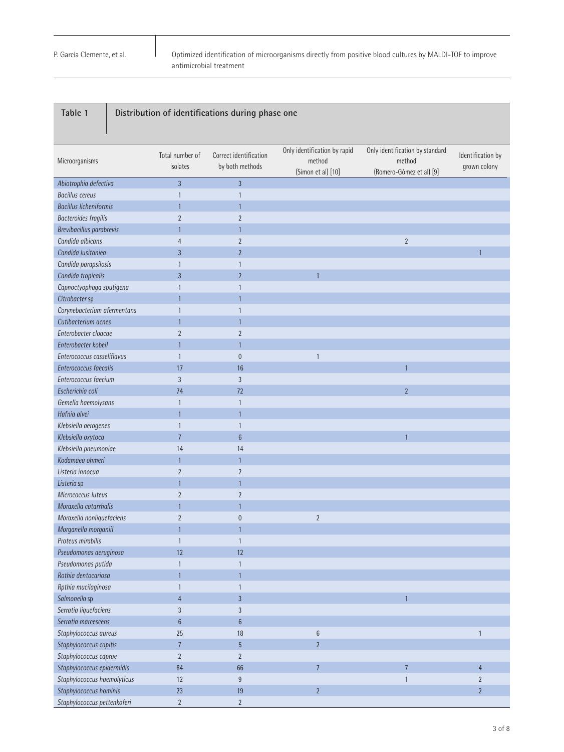**Table 1** Distribution of identifications during phase one

| Microorganisms | Total number of isolates | Correct identification by both methods | Only identification by rapid method (Simon et al) [10] | Only identification by standard method (Romero-Gómez et al) [9] | Identification by grown colony |
|---|---|---|---|---|---|
| *Abiotrophia defectiva* | 3 | 3 | | | |
| *Bacillus cereus* | 1 | 1 | | | |
| *Bacillus licheniformis* | 1 | 1 | | | |
| *Bacteroides fragilis* | 2 | 2 | | | |
| *Brevibacillus parabrevis* | 1 | 1 | | | |
| *Candida albicans* | 4 | 2 | | 2 | |
| *Candida lusitaniea* | 3 | 2 | | | 1 |
| *Candida parapsilosis* | 1 | 1 | | | |
| *Candida tropicalis* | 3 | 2 | 1 | | |
| *Capnoctyophaga sputigena* | 1 | 1 | | | |
| *Citrobacter* sp | 1 | 1 | | | |
| *Corynebacterium afermentans* | 1 | 1 | | | |
| *Cutibacterium acnes* | 1 | 1 | | | |
| *Enterobacter cloacae* | 2 | 2 | | | |
| *Enterobacter kobeil* | 1 | 1 | | | |
| *Enterococcus casseliflavus* | 1 | 0 | 1 | | |
| *Enterococcus faecalis* | 17 | 16 | | 1 | |
| *Enterococcus faecium* | 3 | 3 | | | |
| *Escherichia coli* | 74 | 72 | | 2 | |
| *Gemella haemolysans* | 1 | 1 | | | |
| *Hafnia alvei* | 1 | 1 | | | |
| *Klebsiella aerogenes* | 1 | 1 | | | |
| *Klebsiella oxytoca* | 7 | 6 | | 1 | |
| *Klebsiella pneumoniae* | 14 | 14 | | | |
| *Kodamaea ohmeri* | 1 | 1 | | | |
| *Listeria innocua* | 2 | 2 | | | |
| *Listeria* sp | 1 | 1 | | | |
| *Micrococcus luteus* | 2 | 2 | | | |
| *Moraxella catarrhalis* | 1 | 1 | | | |
| *Moraxella nonliquefaciens* | 2 | 0 | 2 | | |
| *Morganella morganiil* | 1 | 1 | | | |
| *Proteus mirabilis* | 1 | 1 | | | |
| *Pseudomonas aeruginosa* | 12 | 12 | | | |
| *Pseudomonas putida* | 1 | 1 | | | |
| *Rothia dentocariosa* | 1 | 1 | | | |
| *Rpthia mucilaginosa* | 1 | 1 | | | |
| *Salmonella* sp | 4 | 3 | | 1 | |
| *Serratia liquefaciens* | 3 | 3 | | | |
| *Serratia marcescens* | 6 | 6 | | | |
| *Staphylococcus aureus* | 25 | 18 | 6 | | 1 |
| *Staphylococcus capitis* | 7 | 5 | 2 | | |
| *Staphylococcus caprae* | 2 | 2 | | | |
| *Staphylococcus epidermidis* | 84 | 66 | 7 | 7 | 4 |
| *Staphylococcus haemolyticus* | 12 | 9 | | 1 | 2 |
| *Staphylococcus hominis* | 23 | 19 | 2 | | 2 |
| *Staphylococcus pettenkoferi* | 2 | 2 | | | |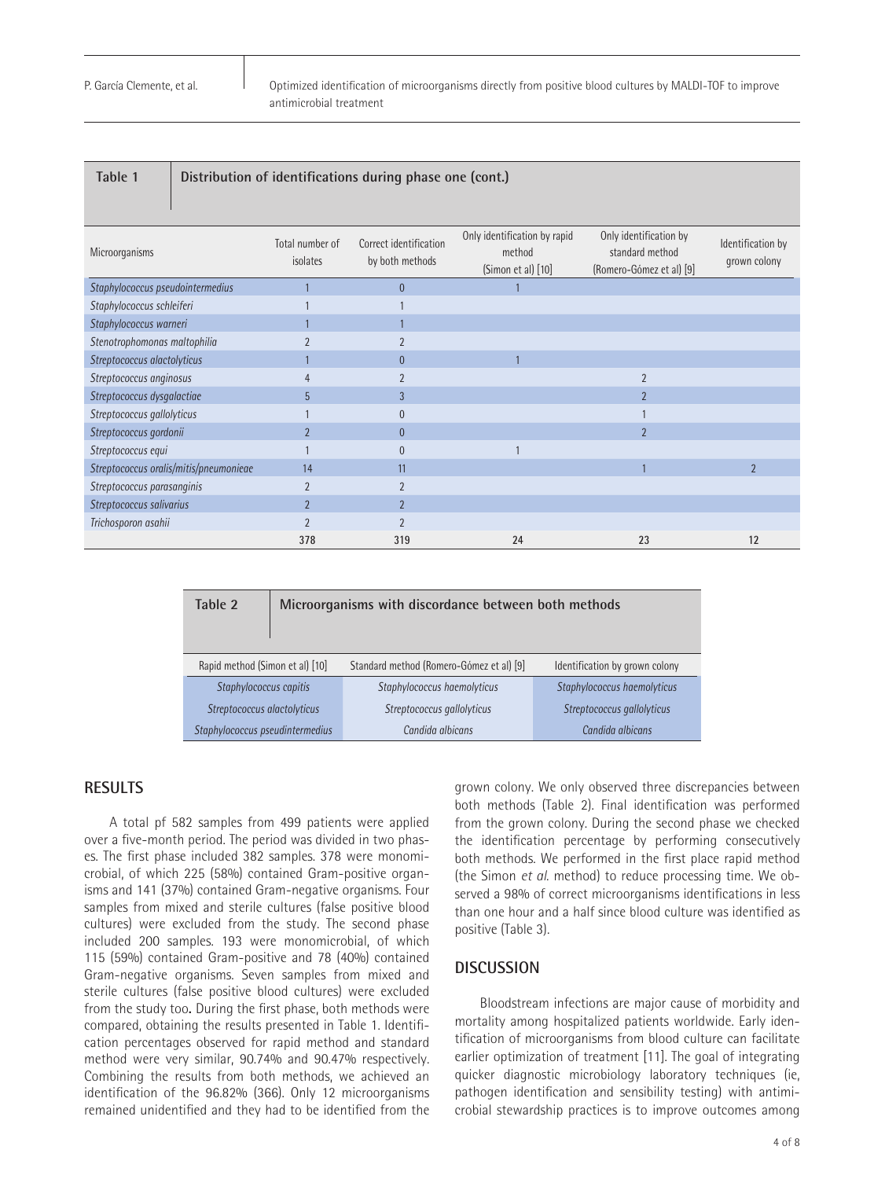**Table 1 Distribution of identifications during phase one (cont.)**

| Microorganisms | Total number of isolates | Correct identification by both methods | Only identification by rapid method (Simon et al) [10] | Only identification by standard method (Romero-Gómez et al) [9] | Identification by grown colony |
|---|---|---|---|---|---|
| *Staphylococcus pseudointermedius* | 1 | 0 | 1 | | |
| *Staphylococcus schleiferi* | 1 | 1 | | | |
| *Staphylococcus warneri* | 1 | 1 | | | |
| *Stenotrophomonas maltophilia* | 2 | 2 | | | |
| *Streptococcus alactolyticus* | 1 | 0 | 1 | | |
| *Streptococcus anginosus* | 4 | 2 | | 2 | |
| *Streptococcus dysgalactiae* | 5 | 3 | | 2 | |
| *Streptococcus gallolyticus* | 1 | 0 | | 1 | |
| *Streptococcus gordonii* | 2 | 0 | | 2 | |
| *Streptococcus equi* | 1 | 0 | 1 | | |
| *Streptococcus oralis/mitis/pneumonieae* | 14 | 11 | | 1 | 2 |
| *Streptococcus parasanginis* | 2 | 2 | | | |
| *Streptococcus salivarius* | 2 | 2 | | | |
| *Trichosporon asahii* | 2 | 2 | | | |
| | 378 | 319 | 24 | 23 | 12 |

**Table 2 Microorganisms with discordance between both methods**

| Rapid method (Simon et al) [10] | Standard method (Romero-Gómez et al) [9] | Identification by grown colony |
|---|---|---|
| *Staphylococcus capitis* | *Staphylococcus haemolyticus* | *Staphylococcus haemolyticus* |
| *Streptococcus alactolyticus* | *Streptococcus gallolyticus* | *Streptococcus gallolyticus* |
| *Staphylococcus pseudintermedius* | *Candida albicans* | *Candida albicans* |

## RESULTS

A total pf 582 samples from 499 patients were applied over a five-month period. The period was divided in two phases. The first phase included 382 samples. 378 were monomicrobial, of which 225 (58%) contained Gram-positive organisms and 141 (37%) contained Gram-negative organisms. Four samples from mixed and sterile cultures (false positive blood cultures) were excluded from the study. The second phase included 200 samples. 193 were monomicrobial, of which 115 (59%) contained Gram-positive and 78 (40%) contained Gram-negative organisms. Seven samples from mixed and sterile cultures (false positive blood cultures) were excluded from the study too**.** During the first phase, both methods were compared, obtaining the results presented in Table 1. Identification percentages observed for rapid method and standard method were very similar, 90.74% and 90.47% respectively. Combining the results from both methods, we achieved an identification of the 96.82% (366). Only 12 microorganisms remained unidentified and they had to be identified from the grown colony. We only observed three discrepancies between both methods (Table 2). Final identification was performed from the grown colony. During the second phase we checked the identification percentage by performing consecutively both methods. We performed in the first place rapid method (the Simon *et al.* method) to reduce processing time. We observed a 98% of correct microorganisms identifications in less than one hour and a half since blood culture was identified as positive (Table 3).

## DISCUSSION

Bloodstream infections are major cause of morbidity and mortality among hospitalized patients worldwide. Early identification of microorganisms from blood culture can facilitate earlier optimization of treatment [11]. The goal of integrating quicker diagnostic microbiology laboratory techniques (ie, pathogen identification and sensibility testing) with antimicrobial stewardship practices is to improve outcomes among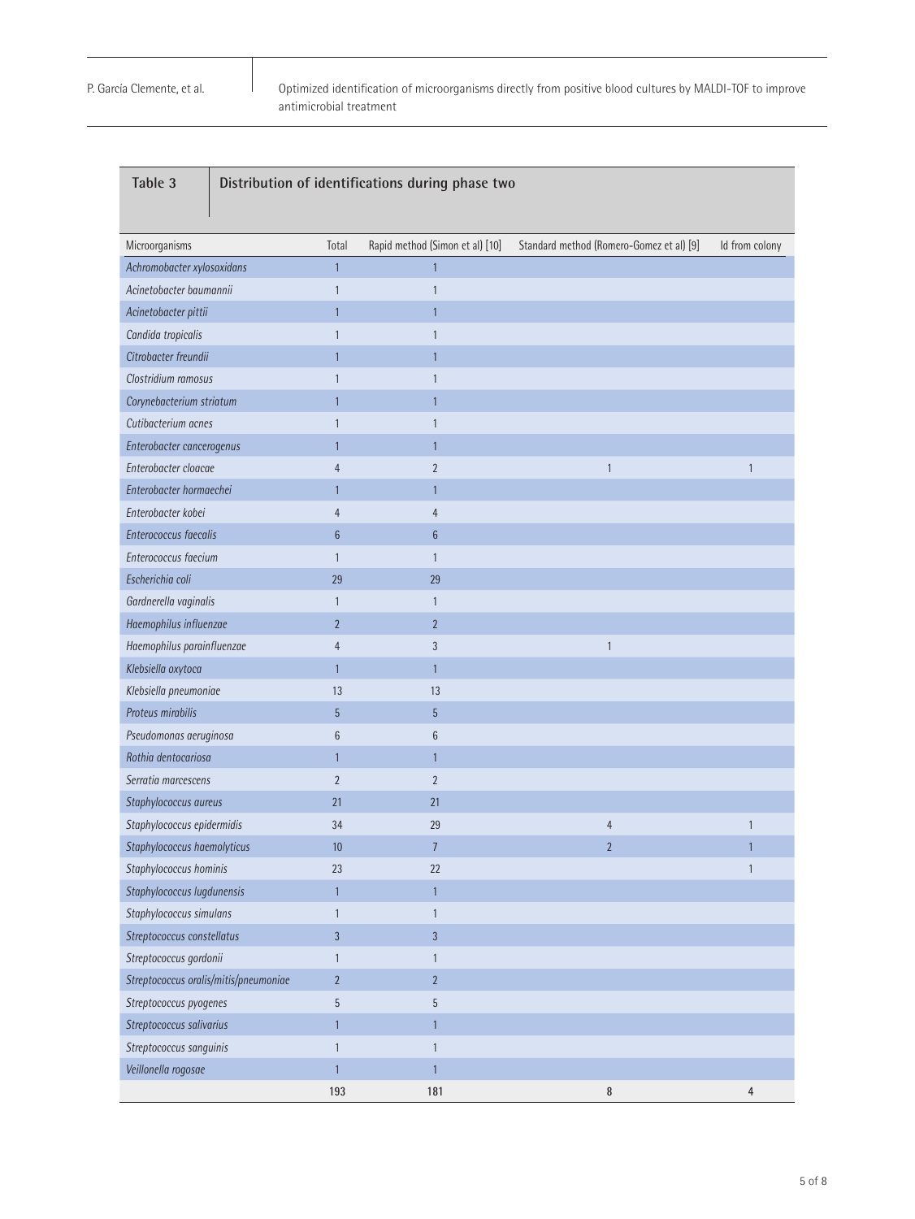**Table 3** Distribution of identifications during phase two

| Microorganisms | Total | Rapid method (Simon et al) [10] | Standard method (Romero-Gomez et al) [9] | Id from colony |
|---|---|---|---|---|
| *Achromobacter xylosoxidans* | 1 | 1 | | |
| *Acinetobacter baumannii* | 1 | 1 | | |
| *Acinetobacter pittii* | 1 | 1 | | |
| *Candida tropicalis* | 1 | 1 | | |
| *Citrobacter freundii* | 1 | 1 | | |
| *Clostridium ramosus* | 1 | 1 | | |
| *Corynebacterium striatum* | 1 | 1 | | |
| *Cutibacterium acnes* | 1 | 1 | | |
| *Enterobacter cancerogenus* | 1 | 1 | | |
| *Enterobacter cloacae* | 4 | 2 | 1 | 1 |
| *Enterobacter hormaechei* | 1 | 1 | | |
| *Enterobacter kobei* | 4 | 4 | | |
| *Enterococcus faecalis* | 6 | 6 | | |
| *Enterococcus faecium* | 1 | 1 | | |
| *Escherichia coli* | 29 | 29 | | |
| *Gardnerella vaginalis* | 1 | 1 | | |
| *Haemophilus influenzae* | 2 | 2 | | |
| *Haemophilus parainfluenzae* | 4 | 3 | 1 | |
| *Klebsiella oxytoca* | 1 | 1 | | |
| *Klebsiella pneumoniae* | 13 | 13 | | |
| *Proteus mirabilis* | 5 | 5 | | |
| *Pseudomonas aeruginosa* | 6 | 6 | | |
| *Rothia dentocariosa* | 1 | 1 | | |
| *Serratia marcescens* | 2 | 2 | | |
| *Staphylococcus aureus* | 21 | 21 | | |
| *Staphylococcus epidermidis* | 34 | 29 | 4 | 1 |
| *Staphylococcus haemolyticus* | 10 | 7 | 2 | 1 |
| *Staphylococcus hominis* | 23 | 22 | | 1 |
| *Staphylococcus lugdunensis* | 1 | 1 | | |
| *Staphylococcus simulans* | 1 | 1 | | |
| *Streptococcus constellatus* | 3 | 3 | | |
| *Streptococcus gordonii* | 1 | 1 | | |
| *Streptococcus oralis/mitis/pneumoniae* | 2 | 2 | | |
| *Streptococcus pyogenes* | 5 | 5 | | |
| *Streptococcus salivarius* | 1 | 1 | | |
| *Streptococcus sanguinis* | 1 | 1 | | |
| *Veillonella rogosae* | 1 | 1 | | |
| | 193 | 181 | 8 | 4 |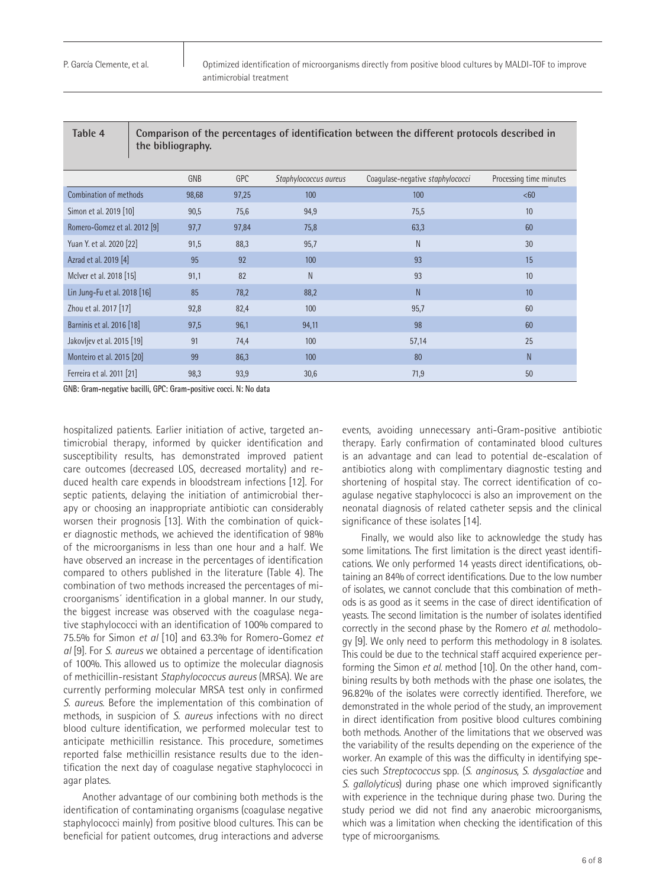**Table 4** **Comparison of the percentages of identification between the different protocols described in the bibliography.**

| | GNB | GPC | *Staphylococcus aureus* | Coagulase-negative *staphylococci* | Processing time minutes |
|---|---|---|---|---|---|
| Combination of methods | 98,68 | 97,25 | 100 | 100 | <60 |
| Simon et al. 2019 [10] | 90,5 | 75,6 | 94,9 | 75,5 | 10 |
| Romero-Gomez et al. 2012 [9] | 97,7 | 97,84 | 75,8 | 63,3 | 60 |
| Yuan Y. et al. 2020 [22] | 91,5 | 88,3 | 95,7 | N | 30 |
| Azrad et al. 2019 [4] | 95 | 92 | 100 | 93 | 15 |
| McIver et al. 2018 [15] | 91,1 | 82 | N | 93 | 10 |
| Lin Jung-Fu et al. 2018 [16] | 85 | 78,2 | 88,2 | N | 10 |
| Zhou et al. 2017 [17] | 92,8 | 82,4 | 100 | 95,7 | 60 |
| Barninis et al. 2016 [18] | 97,5 | 96,1 | 94,11 | 98 | 60 |
| Jakovljev et al. 2015 [19] | 91 | 74,4 | 100 | 57,14 | 25 |
| Monteiro et al. 2015 [20] | 99 | 86,3 | 100 | 80 | N |
| Ferreira et al. 2011 [21] | 98,3 | 93,9 | 30,6 | 71,9 | 50 |

GNB: Gram-negative bacilli, GPC: Gram-positive cocci. N: No data

hospitalized patients. Earlier initiation of active, targeted antimicrobial therapy, informed by quicker identification and susceptibility results, has demonstrated improved patient care outcomes (decreased LOS, decreased mortality) and reduced health care expends in bloodstream infections [12]. For septic patients, delaying the initiation of antimicrobial therapy or choosing an inappropriate antibiotic can considerably worsen their prognosis [13]. With the combination of quicker diagnostic methods, we achieved the identification of 98% of the microorganisms in less than one hour and a half. We have observed an increase in the percentages of identification compared to others published in the literature (Table 4). The combination of two methods increased the percentages of microorganisms´ identification in a global manner. In our study, the biggest increase was observed with the coagulase negative staphylococci with an identification of 100% compared to 75.5% for Simon *et al* [10] and 63.3% for Romero-Gomez *et al* [9]. For *S. aureus* we obtained a percentage of identification of 100%. This allowed us to optimize the molecular diagnosis of methicillin-resistant *Staphylococcus aureus* (MRSA). We are currently performing molecular MRSA test only in confirmed *S. aureus*. Before the implementation of this combination of methods, in suspicion of *S. aureus* infections with no direct blood culture identification, we performed molecular test to anticipate methicillin resistance. This procedure, sometimes reported false methicillin resistance results due to the identification the next day of coagulase negative staphylococci in agar plates.

Another advantage of our combining both methods is the identification of contaminating organisms (coagulase negative staphylococci mainly) from positive blood cultures. This can be beneficial for patient outcomes, drug interactions and adverse events, avoiding unnecessary anti-Gram-positive antibiotic therapy. Early confirmation of contaminated blood cultures is an advantage and can lead to potential de-escalation of antibiotics along with complimentary diagnostic testing and shortening of hospital stay. The correct identification of coagulase negative staphylococci is also an improvement on the neonatal diagnosis of related catheter sepsis and the clinical significance of these isolates [14].

Finally, we would also like to acknowledge the study has some limitations. The first limitation is the direct yeast identifications. We only performed 14 yeasts direct identifications, obtaining an 84% of correct identifications. Due to the low number of isolates, we cannot conclude that this combination of methods is as good as it seems in the case of direct identification of yeasts. The second limitation is the number of isolates identified correctly in the second phase by the Romero *et al.* methodology [9]. We only need to perform this methodology in 8 isolates. This could be due to the technical staff acquired experience performing the Simon *et al.* method [10]. On the other hand, combining results by both methods with the phase one isolates, the 96.82% of the isolates were correctly identified. Therefore, we demonstrated in the whole period of the study, an improvement in direct identification from positive blood cultures combining both methods. Another of the limitations that we observed was the variability of the results depending on the experience of the worker. An example of this was the difficulty in identifying species such *Streptococcus* spp. (*S. anginosus, S. dysgalactiae* and *S. gallolyticus*) during phase one which improved significantly with experience in the technique during phase two. During the study period we did not find any anaerobic microorganisms, which was a limitation when checking the identification of this type of microorganisms.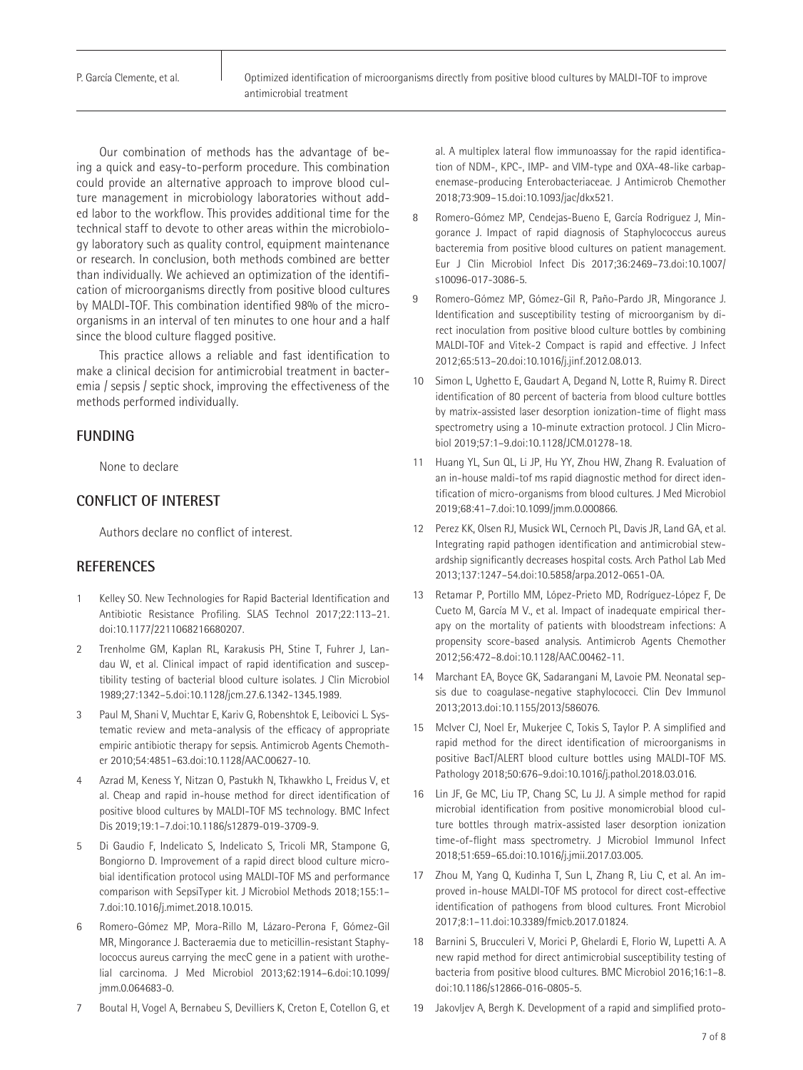Our combination of methods has the advantage of being a quick and easy-to-perform procedure. This combination could provide an alternative approach to improve blood culture management in microbiology laboratories without added labor to the workflow. This provides additional time for the technical staff to devote to other areas within the microbiology laboratory such as quality control, equipment maintenance or research. In conclusion, both methods combined are better than individually. We achieved an optimization of the identification of microorganisms directly from positive blood cultures by MALDI-TOF. This combination identified 98% of the microorganisms in an interval of ten minutes to one hour and a half since the blood culture flagged positive.

This practice allows a reliable and fast identification to make a clinical decision for antimicrobial treatment in bacteremia / sepsis / septic shock, improving the effectiveness of the methods performed individually.

## FUNDING

None to declare

## CONFLICT OF INTEREST

Authors declare no conflict of interest.

## REFERENCES

1. Kelley SO. New Technologies for Rapid Bacterial Identification and Antibiotic Resistance Profiling. SLAS Technol 2017;22:113–21. doi:10.1177/2211068216680207.
2. Trenholme GM, Kaplan RL, Karakusis PH, Stine T, Fuhrer J, Landau W, et al. Clinical impact of rapid identification and susceptibility testing of bacterial blood culture isolates. J Clin Microbiol 1989;27:1342–5.doi:10.1128/jcm.27.6.1342-1345.1989.
3. Paul M, Shani V, Muchtar E, Kariv G, Robenshtok E, Leibovici L. Systematic review and meta-analysis of the efficacy of appropriate empiric antibiotic therapy for sepsis. Antimicrob Agents Chemother 2010;54:4851–63.doi:10.1128/AAC.00627-10.
4. Azrad M, Keness Y, Nitzan O, Pastukh N, Tkhawkho L, Freidus V, et al. Cheap and rapid in-house method for direct identification of positive blood cultures by MALDI-TOF MS technology. BMC Infect Dis 2019;19:1–7.doi:10.1186/s12879-019-3709-9.
5. Di Gaudio F, Indelicato S, Indelicato S, Tricoli MR, Stampone G, Bongiorno D. Improvement of a rapid direct blood culture microbial identification protocol using MALDI-TOF MS and performance comparison with SepsiTyper kit. J Microbiol Methods 2018;155:1–7.doi:10.1016/j.mimet.2018.10.015.
6. Romero-Gómez MP, Mora-Rillo M, Lázaro-Perona F, Gómez-Gil MR, Mingorance J. Bacteraemia due to meticillin-resistant Staphylococcus aureus carrying the mecC gene in a patient with urothelial carcinoma. J Med Microbiol 2013;62:1914–6.doi:10.1099/jmm.0.064683-0.
7. Boutal H, Vogel A, Bernabeu S, Devilliers K, Creton E, Cotellon G, et al. A multiplex lateral flow immunoassay for the rapid identification of NDM-, KPC-, IMP- and VIM-type and OXA-48-like carbapenemase-producing Enterobacteriaceae. J Antimicrob Chemother 2018;73:909–15.doi:10.1093/jac/dkx521.
8. Romero-Gómez MP, Cendejas-Bueno E, García Rodriguez J, Mingorance J. Impact of rapid diagnosis of Staphylococcus aureus bacteremia from positive blood cultures on patient management. Eur J Clin Microbiol Infect Dis 2017;36:2469–73.doi:10.1007/s10096-017-3086-5.
9. Romero-Gómez MP, Gómez-Gil R, Paño-Pardo JR, Mingorance J. Identification and susceptibility testing of microorganism by direct inoculation from positive blood culture bottles by combining MALDI-TOF and Vitek-2 Compact is rapid and effective. J Infect 2012;65:513–20.doi:10.1016/j.jinf.2012.08.013.
10. Simon L, Ughetto E, Gaudart A, Degand N, Lotte R, Ruimy R. Direct identification of 80 percent of bacteria from blood culture bottles by matrix-assisted laser desorption ionization-time of flight mass spectrometry using a 10-minute extraction protocol. J Clin Microbiol 2019;57:1–9.doi:10.1128/JCM.01278-18.
11. Huang YL, Sun QL, Li JP, Hu YY, Zhou HW, Zhang R. Evaluation of an in-house maldi-tof ms rapid diagnostic method for direct identification of micro-organisms from blood cultures. J Med Microbiol 2019;68:41–7.doi:10.1099/jmm.0.000866.
12. Perez KK, Olsen RJ, Musick WL, Cernoch PL, Davis JR, Land GA, et al. Integrating rapid pathogen identification and antimicrobial stewardship significantly decreases hospital costs. Arch Pathol Lab Med 2013;137:1247–54.doi:10.5858/arpa.2012-0651-OA.
13. Retamar P, Portillo MM, López-Prieto MD, Rodríguez-López F, De Cueto M, García M V., et al. Impact of inadequate empirical therapy on the mortality of patients with bloodstream infections: A propensity score-based analysis. Antimicrob Agents Chemother 2012;56:472–8.doi:10.1128/AAC.00462-11.
14. Marchant EA, Boyce GK, Sadarangani M, Lavoie PM. Neonatal sepsis due to coagulase-negative staphylococci. Clin Dev Immunol 2013;2013.doi:10.1155/2013/586076.
15. McIver CJ, Noel Er, Mukerjee C, Tokis S, Taylor P. A simplified and rapid method for the direct identification of microorganisms in positive BacT/ALERT blood culture bottles using MALDI-TOF MS. Pathology 2018;50:676–9.doi:10.1016/j.pathol.2018.03.016.
16. Lin JF, Ge MC, Liu TP, Chang SC, Lu JJ. A simple method for rapid microbial identification from positive monomicrobial blood culture bottles through matrix-assisted laser desorption ionization time-of-flight mass spectrometry. J Microbiol Immunol Infect 2018;51:659–65.doi:10.1016/j.jmii.2017.03.005.
17. Zhou M, Yang Q, Kudinha T, Sun L, Zhang R, Liu C, et al. An improved in-house MALDI-TOF MS protocol for direct cost-effective identification of pathogens from blood cultures. Front Microbiol 2017;8:1–11.doi:10.3389/fmicb.2017.01824.
18. Barnini S, Brucculeri V, Morici P, Ghelardi E, Florio W, Lupetti A. A new rapid method for direct antimicrobial susceptibility testing of bacteria from positive blood cultures. BMC Microbiol 2016;16:1–8. doi:10.1186/s12866-016-0805-5.
19. Jakovljev A, Bergh K. Development of a rapid and simplified proto-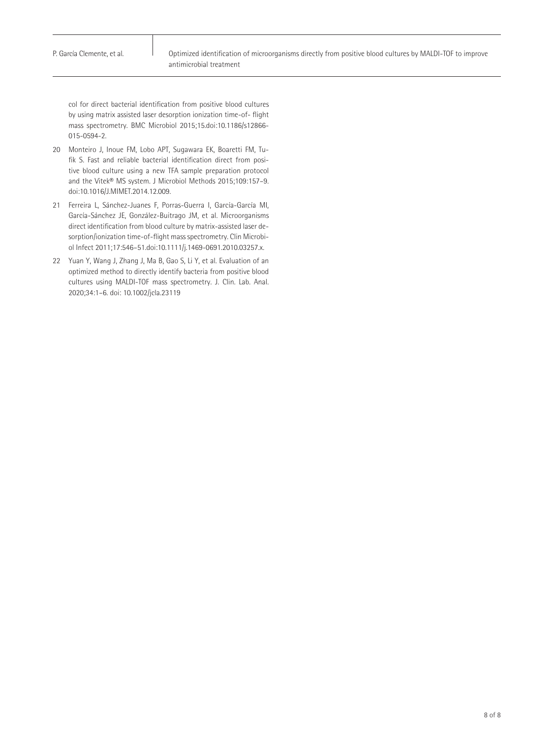col for direct bacterial identification from positive blood cultures by using matrix assisted laser desorption ionization time-of- flight mass spectrometry. BMC Microbiol 2015;15.doi:10.1186/s12866-015-0594-2.

20 Monteiro J, Inoue FM, Lobo APT, Sugawara EK, Boaretti FM, Tufik S. Fast and reliable bacterial identification direct from positive blood culture using a new TFA sample preparation protocol and the Vitek® MS system. J Microbiol Methods 2015;109:157–9. doi:10.1016/J.MIMET.2014.12.009.

21 Ferreira L, Sánchez-Juanes F, Porras-Guerra I, García-García MI, García-Sánchez JE, González-Buitrago JM, et al. Microorganisms direct identification from blood culture by matrix-assisted laser desorption/ionization time-of-flight mass spectrometry. Clin Microbiol Infect 2011;17:546–51.doi:10.1111/j.1469-0691.2010.03257.x.

22 Yuan Y, Wang J, Zhang J, Ma B, Gao S, Li Y, et al. Evaluation of an optimized method to directly identify bacteria from positive blood cultures using MALDI-TOF mass spectrometry. J. Clin. Lab. Anal. 2020;34:1–6. doi: 10.1002/jcla.23119